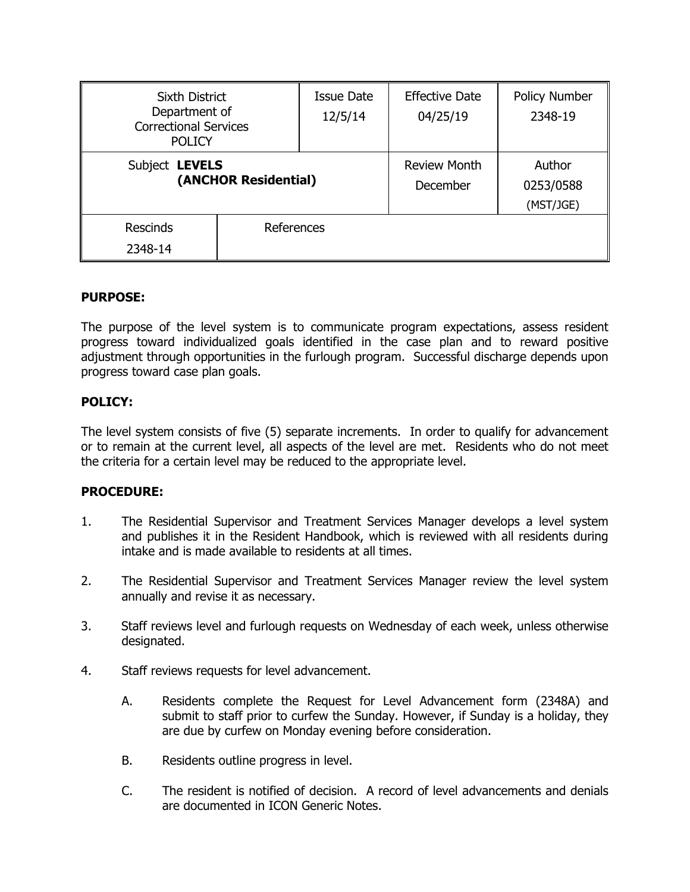| Sixth District Department of Correctional Services POLICY | | Issue Date 12/5/14 | Effective Date 04/25/19 | Policy Number 2348-19 |
|---|---|---|---|---|
| Subject **LEVELS (ANCHOR Residential)** | | | Review Month December | Author 0253/0588 (MST/JGE) |
| Rescinds 2348-14 | References | | | |

**PURPOSE:**

The purpose of the level system is to communicate program expectations, assess resident progress toward individualized goals identified in the case plan and to reward positive adjustment through opportunities in the furlough program. Successful discharge depends upon progress toward case plan goals.

**POLICY:**

The level system consists of five (5) separate increments. In order to qualify for advancement or to remain at the current level, all aspects of the level are met. Residents who do not meet the criteria for a certain level may be reduced to the appropriate level.

**PROCEDURE:**

1. The Residential Supervisor and Treatment Services Manager develops a level system and publishes it in the Resident Handbook, which is reviewed with all residents during intake and is made available to residents at all times.

2. The Residential Supervisor and Treatment Services Manager review the level system annually and revise it as necessary.

3. Staff reviews level and furlough requests on Wednesday of each week, unless otherwise designated.

4. Staff reviews requests for level advancement.

   A. Residents complete the Request for Level Advancement form (2348A) and submit to staff prior to curfew the Sunday. However, if Sunday is a holiday, they are due by curfew on Monday evening before consideration.

   B. Residents outline progress in level.

   C. The resident is notified of decision. A record of level advancements and denials are documented in ICON Generic Notes.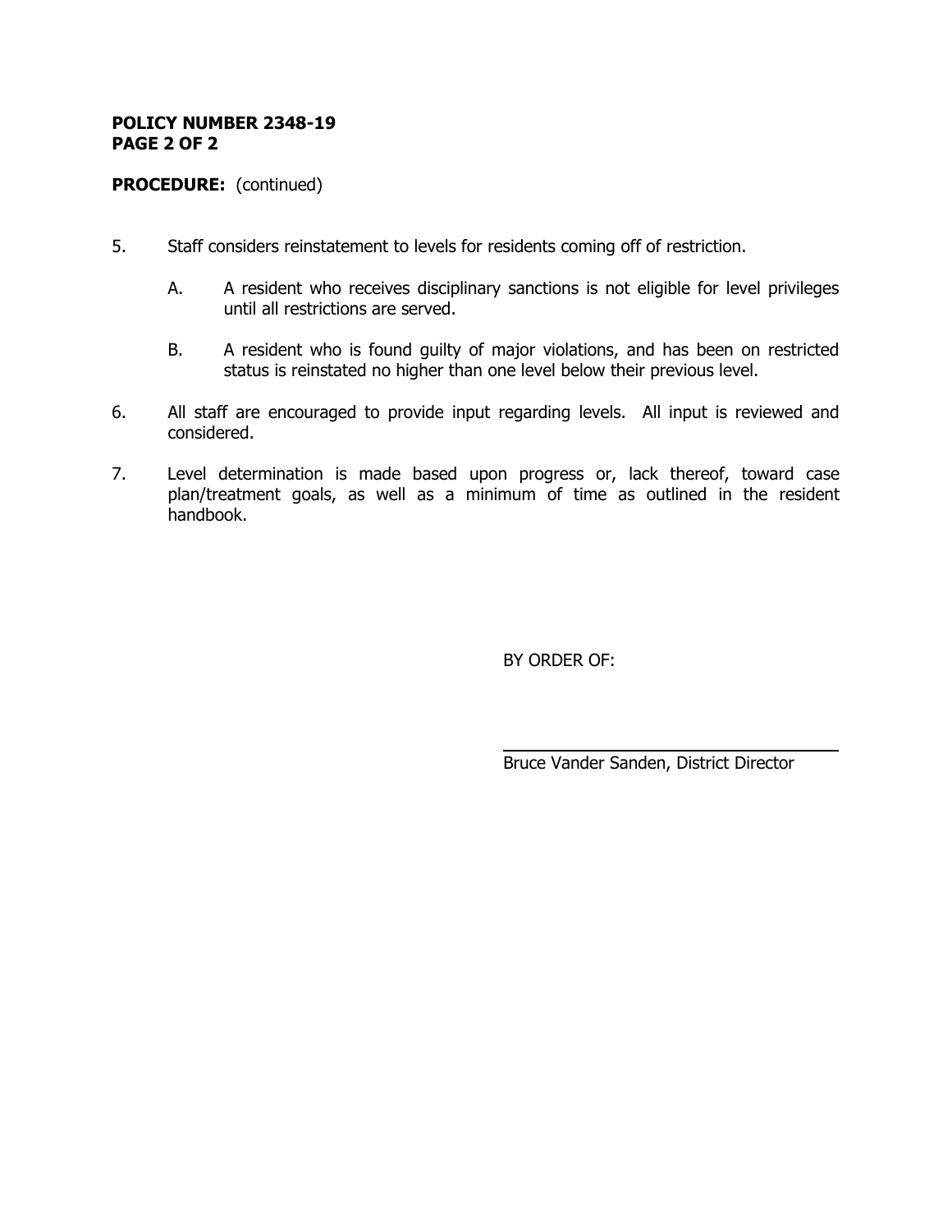**POLICY NUMBER 2348-19**

**PROCEDURE:** (continued)

5. Staff considers reinstatement to levels for residents coming off of restriction.

   A. A resident who receives disciplinary sanctions is not eligible for level privileges until all restrictions are served.

   B. A resident who is found guilty of major violations, and has been on restricted status is reinstated no higher than one level below their previous level.

6. All staff are encouraged to provide input regarding levels. All input is reviewed and considered.

7. Level determination is made based upon progress or, lack thereof, toward case plan/treatment goals, as well as a minimum of time as outlined in the resident handbook.

BY ORDER OF:

Bruce Vander Sanden, District Director